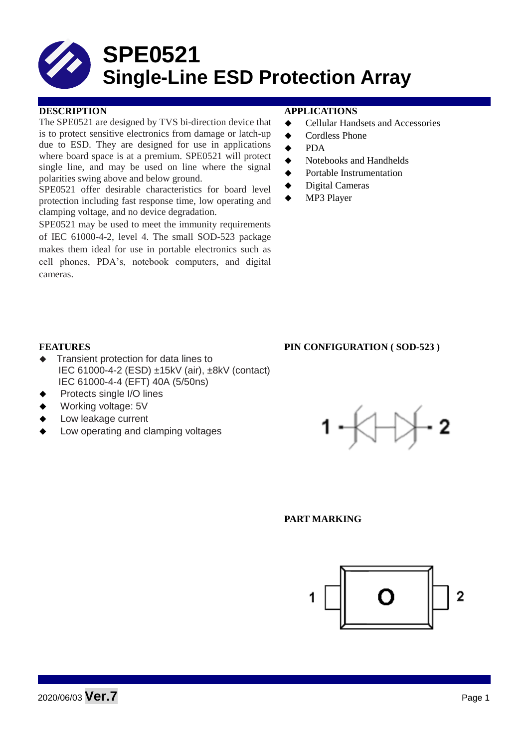# SPE0521
# Single-Line ESD Protection Array

## DESCRIPTION

The SPE0521 are designed by TVS bi-direction device that is to protect sensitive electronics from damage or latch-up due to ESD. They are designed for use in applications where board space is at a premium. SPE0521 will protect single line, and may be used on line where the signal polarities swing above and below ground.

SPE0521 offer desirable characteristics for board level protection including fast response time, low operating and clamping voltage, and no device degradation.

SPE0521 may be used to meet the immunity requirements of IEC 61000-4-2, level 4. The small SOD-523 package makes them ideal for use in portable electronics such as cell phones, PDA's, notebook computers, and digital cameras.

## APPLICATIONS

- Cellular Handsets and Accessories
- Cordless Phone
- PDA
- Notebooks and Handhelds
- Portable Instrumentation
- Digital Cameras
- MP3 Player

## FEATURES

- Transient protection for data lines to
  IEC 61000-4-2 (ESD) ±15kV (air), ±8kV (contact)
  IEC 61000-4-4 (EFT) 40A (5/50ns)
- Protects single I/O lines
- Working voltage: 5V
- Low leakage current
- Low operating and clamping voltages

## PIN CONFIGURATION ( SOD-523 )

1 — 2

## PART MARKING

1 O 2

2020/06/03 **Ver.7**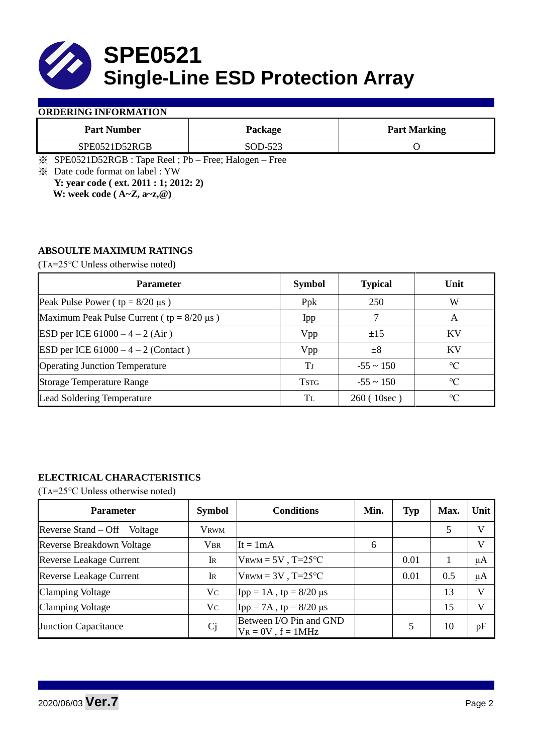# SPE0521
# Single-Line ESD Protection Array

**ORDERING INFORMATION**

| Part Number | Package | Part Marking |
|---|---|---|
| SPE0521D52RGB | SOD-523 | O |

※ SPE0521D52RGB : Tape Reel ; Pb – Free; Halogen – Free

※ Date code format on label : YW

**Y: year code ( ext. 2011 : 1; 2012: 2)**

**W: week code ( A~Z, a~z,@)**

**ABSOULTE MAXIMUM RATINGS**

($T_A$=25°C Unless otherwise noted)

| Parameter | Symbol | Typical | Unit |
|---|---|---|---|
| Peak Pulse Power ( tp = 8/20 μs ) | Ppk | 250 | W |
| Maximum Peak Pulse Current ( tp = 8/20 μs ) | Ipp | 7 | A |
| ESD per ICE 61000 – 4 – 2 (Air ) | Vpp | ±15 | KV |
| ESD per ICE 61000 – 4 – 2 (Contact ) | Vpp | ±8 | KV |
| Operating Junction Temperature | $T_J$ | -55 ~ 150 | ℃ |
| Storage Temperature Range | $T_{STG}$ | -55 ~ 150 | ℃ |
| Lead Soldering Temperature | $T_L$ | 260 ( 10sec ) | ℃ |

**ELECTRICAL CHARACTERISTICS**

($T_A$=25°C Unless otherwise noted)

| Parameter | Symbol | Conditions | Min. | Typ | Max. | Unit |
|---|---|---|---|---|---|---|
| Reverse Stand – Off Voltage | $V_{RWM}$ | | | | 5 | V |
| Reverse Breakdown Voltage | $V_{BR}$ | It = 1mA | 6 | | | V |
| Reverse Leakage Current | $I_R$ | $V_{RWM}$ = 5V , T=25℃ | | 0.01 | 1 | μA |
| Reverse Leakage Current | $I_R$ | $V_{RWM}$ = 3V , T=25℃ | | 0.01 | 0.5 | μA |
| Clamping Voltage | $V_C$ | Ipp = 1A , tp = 8/20 μs | | | 13 | V |
| Clamping Voltage | $V_C$ | Ipp = 7A , tp = 8/20 μs | | | 15 | V |
| Junction Capacitance | Cj | Between I/O Pin and GND $V_R$ = 0V , f = 1MHz | | 5 | 10 | pF |

2020/06/03 **Ver.7**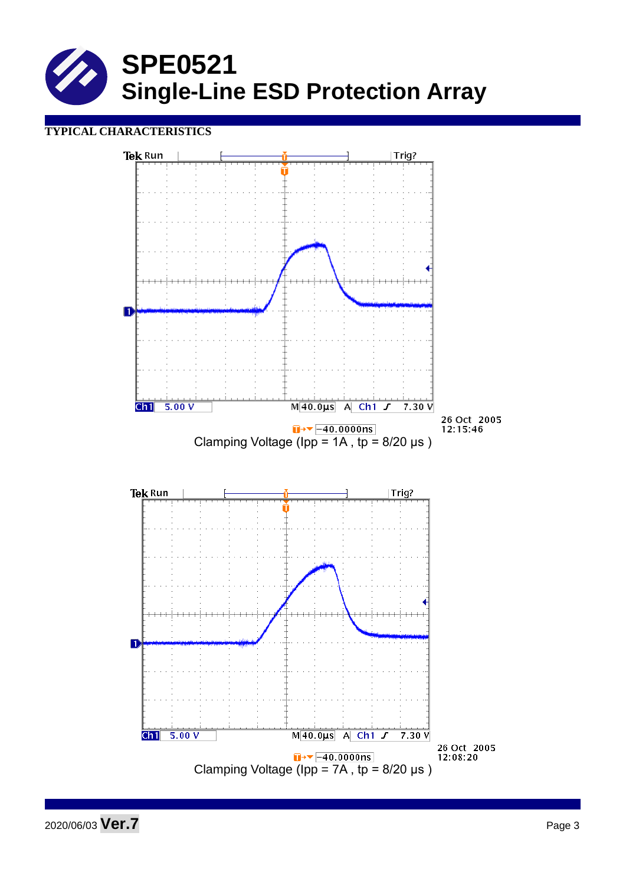# SPE0521
## Single-Line ESD Protection Array

**TYPICAL CHARACTERISTICS**

Tek Run Trig?

Ch1 5.00 V M 40.0µs A Ch1 7.30 V

-40.0000ns

26 Oct 2005 12:15:46

Clamping Voltage (Ipp = 1A , tp = 8/20 µs )

Tek Run Trig?

Ch1 5.00 V M 40.0µs A Ch1 7.30 V

-40.0000ns

26 Oct 2005 12:08:20

Clamping Voltage (Ipp = 7A , tp = 8/20 µs )

2020/06/03 **Ver.7**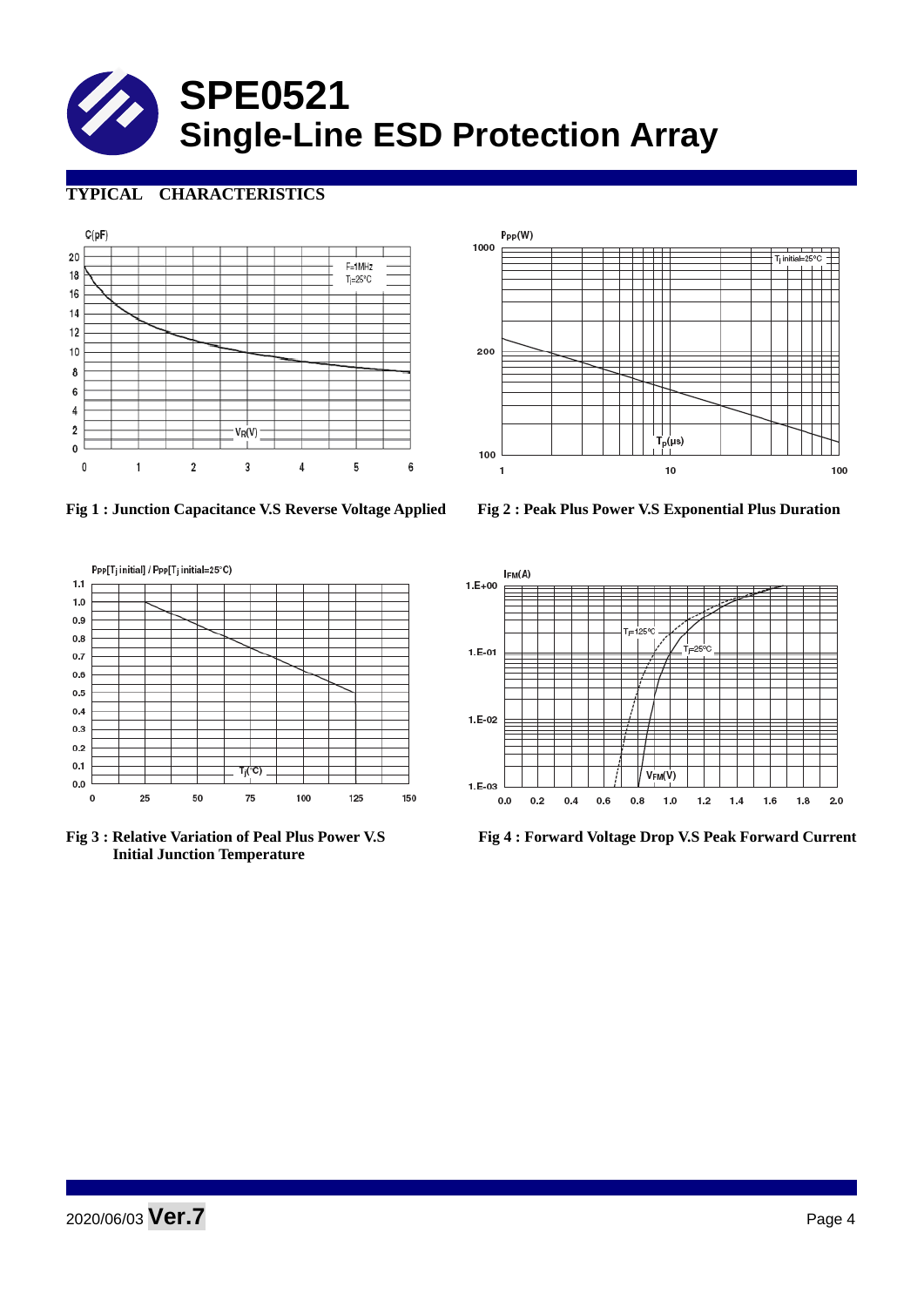# SPE0521
# Single-Line ESD Protection Array

## TYPICAL CHARACTERISTICS

Fig 1 : Junction Capacitance V.S Reverse Voltage Applied

Fig 2 : Peak Plus Power V.S Exponential Plus Duration

Fig 3 : Relative Variation of Peal Plus Power V.S Initial Junction Temperature

Fig 4 : Forward Voltage Drop V.S Peak Forward Current

2020/06/03 **Ver.7**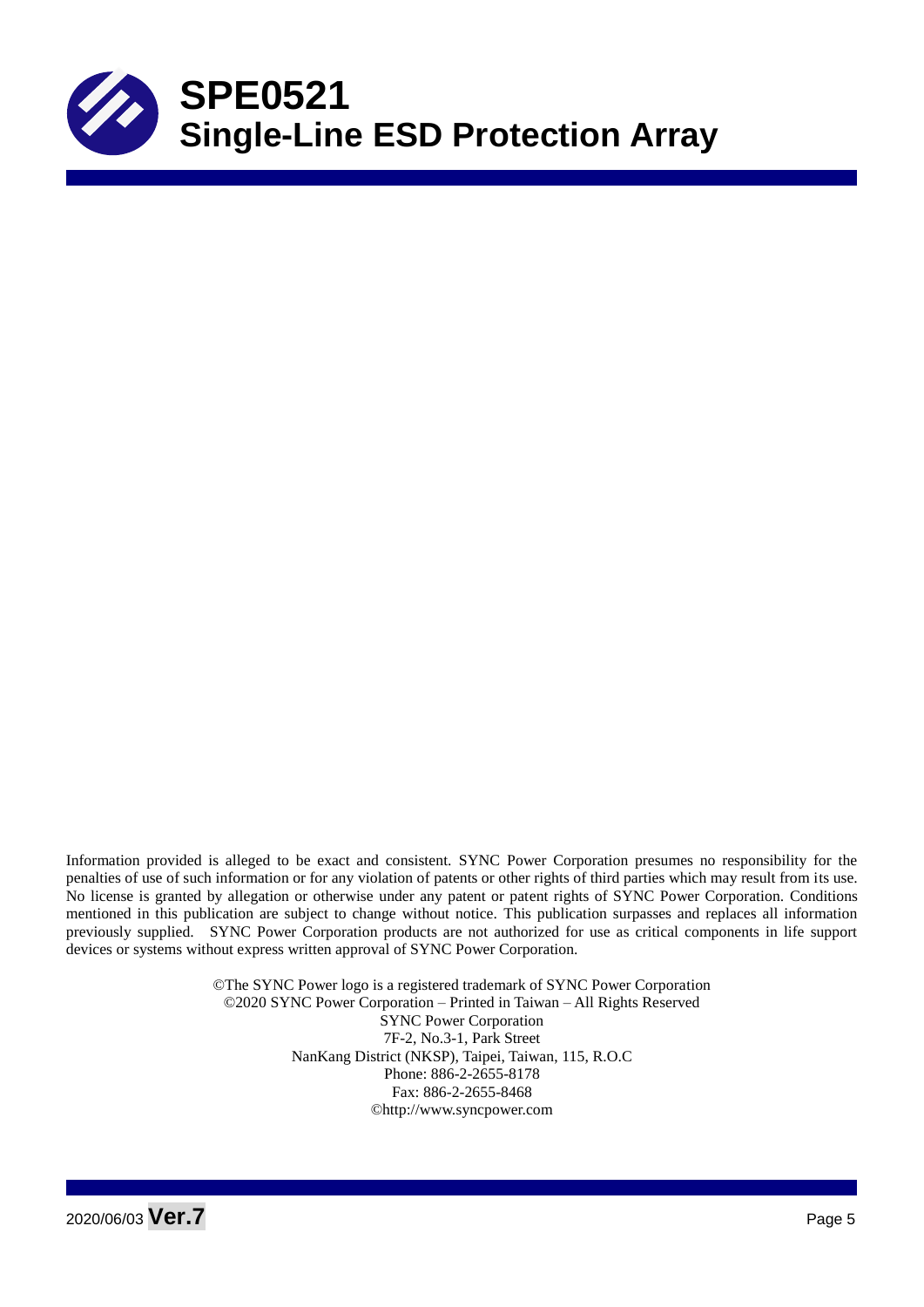Information provided is alleged to be exact and consistent. SYNC Power Corporation presumes no responsibility for the penalties of use of such information or for any violation of patents or other rights of third parties which may result from its use. No license is granted by allegation or otherwise under any patent or patent rights of SYNC Power Corporation. Conditions mentioned in this publication are subject to change without notice. This publication surpasses and replaces all information previously supplied. SYNC Power Corporation products are not authorized for use as critical components in life support devices or systems without express written approval of SYNC Power Corporation.

©The SYNC Power logo is a registered trademark of SYNC Power Corporation
©2020 SYNC Power Corporation – Printed in Taiwan – All Rights Reserved
SYNC Power Corporation
7F-2, No.3-1, Park Street
NanKang District (NKSP), Taipei, Taiwan, 115, R.O.C
Phone: 886-2-2655-8178
Fax: 886-2-2655-8468
©http://www.syncpower.com